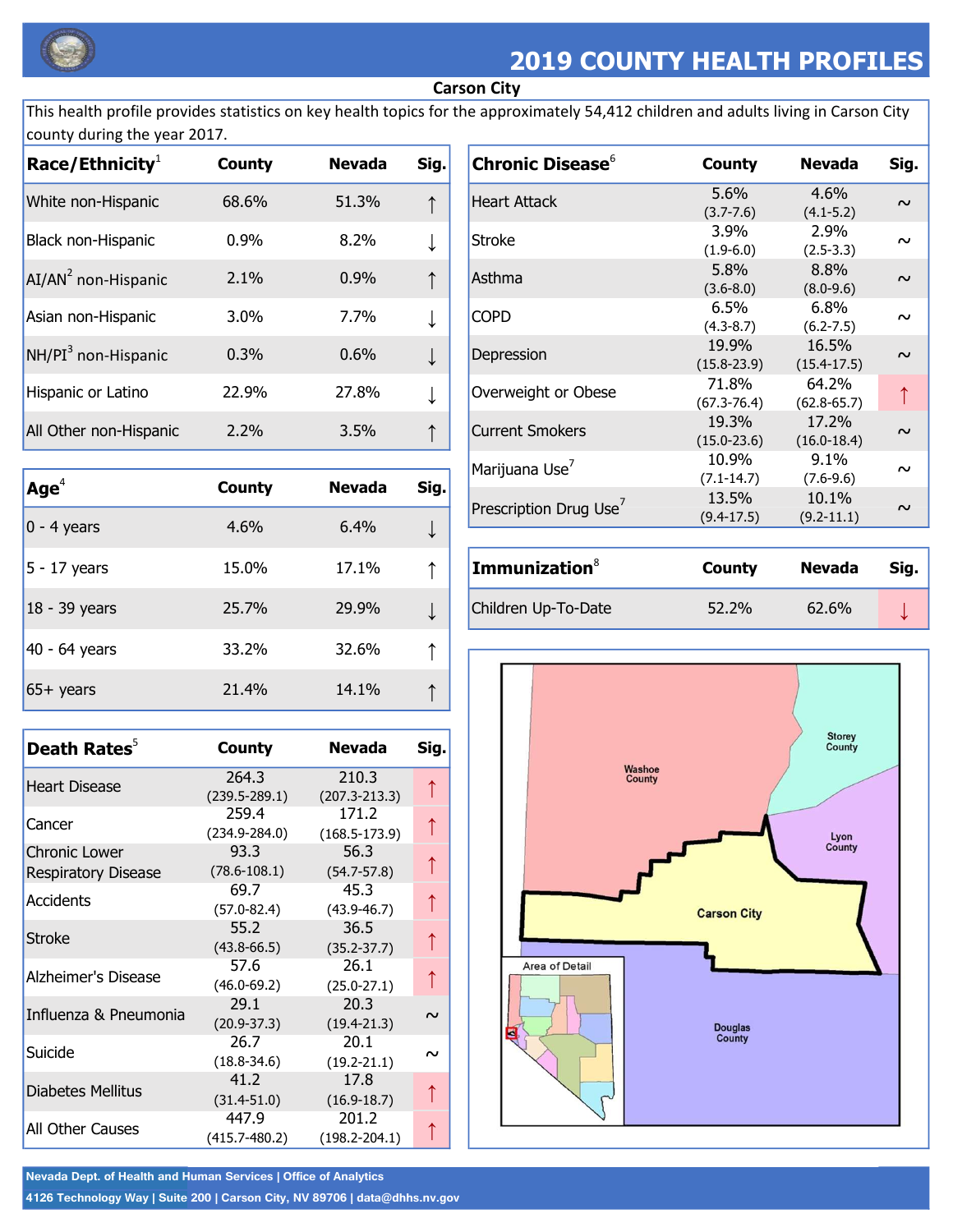# 2019 COUNTY HEALTH PROFILES

## Carson City

This health profile provides statistics on key health topics for the approximately 54,412 children and adults living in Carson City county during the year 2017.

| Race/Ethnicity[1] | County | Nevada | Sig. |
|---|---|---|---|
| White non-Hispanic | 68.6% | 51.3% | ↑ |
| Black non-Hispanic | 0.9% | 8.2% | ↓ |
| AI/AN[2] non-Hispanic | 2.1% | 0.9% | ↑ |
| Asian non-Hispanic | 3.0% | 7.7% | ↓ |
| NH/PI[3] non-Hispanic | 0.3% | 0.6% | ↓ |
| Hispanic or Latino | 22.9% | 27.8% | ↓ |
| All Other non-Hispanic | 2.2% | 3.5% | ↑ |

| Age[4] | County | Nevada | Sig. |
|---|---|---|---|
| 0 - 4 years | 4.6% | 6.4% | ↓ |
| 5 - 17 years | 15.0% | 17.1% | ↑ |
| 18 - 39 years | 25.7% | 29.9% | ↓ |
| 40 - 64 years | 33.2% | 32.6% | ↑ |
| 65+ years | 21.4% | 14.1% | ↑ |

| Death Rates[5] | County | Nevada | Sig. |
|---|---|---|---|
| Heart Disease | 264.3 (239.5-289.1) | 210.3 (207.3-213.3) | ↑ |
| Cancer | 259.4 (234.9-284.0) | 171.2 (168.5-173.9) | ↑ |
| Chronic Lower Respiratory Disease | 93.3 (78.6-108.1) | 56.3 (54.7-57.8) | ↑ |
| Accidents | 69.7 (57.0-82.4) | 45.3 (43.9-46.7) | ↑ |
| Stroke | 55.2 (43.8-66.5) | 36.5 (35.2-37.7) | ↑ |
| Alzheimer's Disease | 57.6 (46.0-69.2) | 26.1 (25.0-27.1) | ↑ |
| Influenza & Pneumonia | 29.1 (20.9-37.3) | 20.3 (19.4-21.3) | ~ |
| Suicide | 26.7 (18.8-34.6) | 20.1 (19.2-21.1) | ~ |
| Diabetes Mellitus | 41.2 (31.4-51.0) | 17.8 (16.9-18.7) | ↑ |
| All Other Causes | 447.9 (415.7-480.2) | 201.2 (198.2-204.1) | ↑ |

| Chronic Disease[6] | County | Nevada | Sig. |
|---|---|---|---|
| Heart Attack | 5.6% (3.7-7.6) | 4.6% (4.1-5.2) | ~ |
| Stroke | 3.9% (1.9-6.0) | 2.9% (2.5-3.3) | ~ |
| Asthma | 5.8% (3.6-8.0) | 8.8% (8.0-9.6) | ~ |
| COPD | 6.5% (4.3-8.7) | 6.8% (6.2-7.5) | ~ |
| Depression | 19.9% (15.8-23.9) | 16.5% (15.4-17.5) | ~ |
| Overweight or Obese | 71.8% (67.3-76.4) | 64.2% (62.8-65.7) | ↑ |
| Current Smokers | 19.3% (15.0-23.6) | 17.2% (16.0-18.4) | ~ |
| Marijuana Use[7] | 10.9% (7.1-14.7) | 9.1% (7.6-9.6) | ~ |
| Prescription Drug Use[7] | 13.5% (9.4-17.5) | 10.1% (9.2-11.1) | ~ |

| Immunization[8] | County | Nevada | Sig. |
|---|---|---|---|
| Children Up-To-Date | 52.2% | 62.6% | ↓ |

Washoe County
Storey County
Lyon County
Carson City
Douglas County
Area of Detail

Nevada Dept. of Health and Human Services | Office of Analytics
4126 Technology Way | Suite 200 | Carson City, NV 89706 | data@dhhs.nv.gov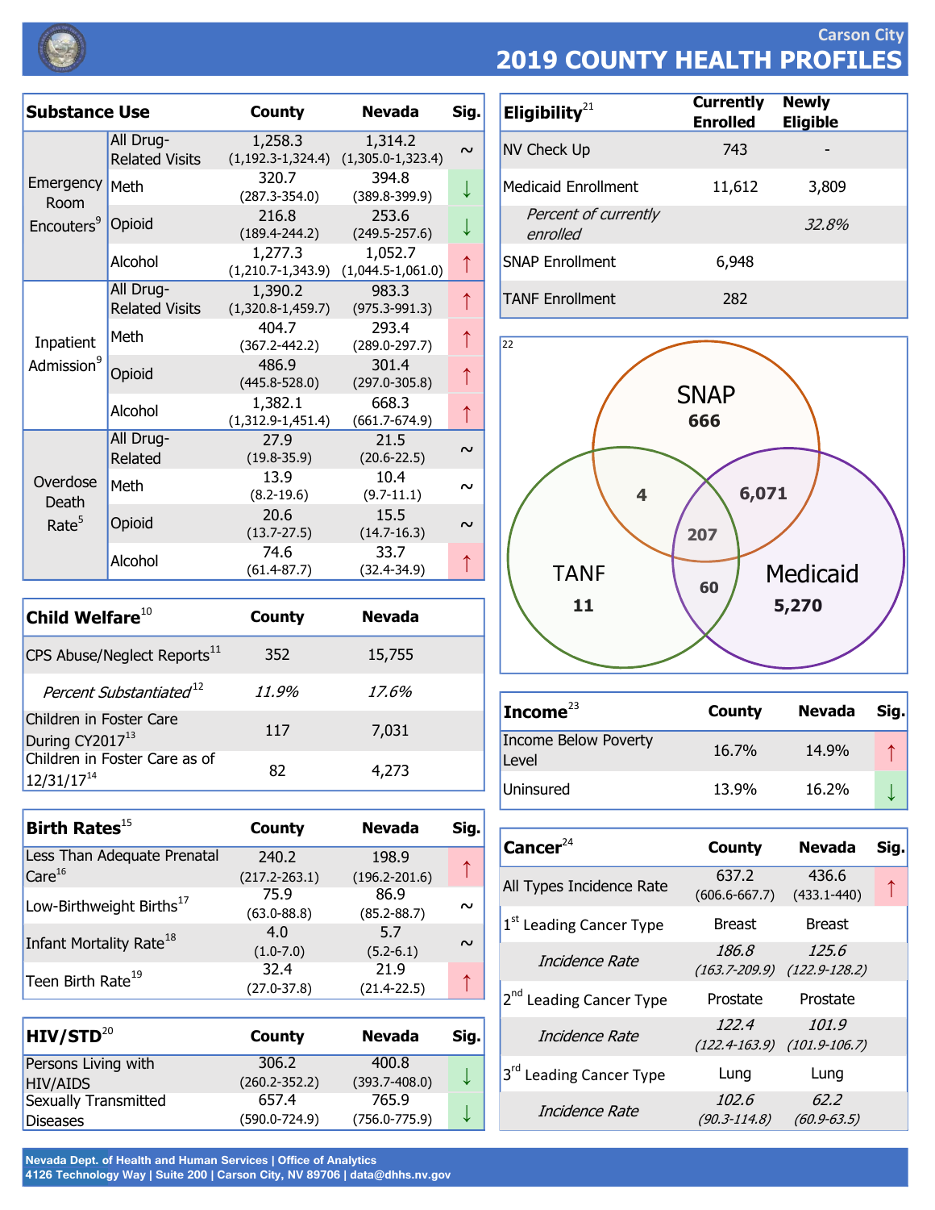# Carson City

# 2019 COUNTY HEALTH PROFILES

| Substance Use | | County | Nevada | Sig. |
|---|---|---|---|---|
| Emergency Room Encouters[9] | All Drug-Related Visits | 1,258.3 (1,192.3-1,324.4) | 1,314.2 (1,305.0-1,323.4) | ~ |
| | Meth | 320.7 (287.3-354.0) | 394.8 (389.8-399.9) | ↓ |
| | Opioid | 216.8 (189.4-244.2) | 253.6 (249.5-257.6) | ↓ |
| | Alcohol | 1,277.3 (1,210.7-1,343.9) | 1,052.7 (1,044.5-1,061.0) | ↑ |
| Inpatient Admission[9] | All Drug-Related Visits | 1,390.2 (1,320.8-1,459.7) | 983.3 (975.3-991.3) | ↑ |
| | Meth | 404.7 (367.2-442.2) | 293.4 (289.0-297.7) | ↑ |
| | Opioid | 486.9 (445.8-528.0) | 301.4 (297.0-305.8) | ↑ |
| | Alcohol | 1,382.1 (1,312.9-1,451.4) | 668.3 (661.7-674.9) | ↑ |
| Overdose Death Rate[5] | All Drug-Related | 27.9 (19.8-35.9) | 21.5 (20.6-22.5) | ~ |
| | Meth | 13.9 (8.2-19.6) | 10.4 (9.7-11.1) | ~ |
| | Opioid | 20.6 (13.7-27.5) | 15.5 (14.7-16.3) | ~ |
| | Alcohol | 74.6 (61.4-87.7) | 33.7 (32.4-34.9) | ↑ |

| Child Welfare[10] | County | Nevada |
|---|---|---|
| CPS Abuse/Neglect Reports[11] | 352 | 15,755 |
| *Percent Substantiated[12]* | *11.9%* | *17.6%* |
| Children in Foster Care During CY2017[13] | 117 | 7,031 |
| Children in Foster Care as of 12/31/17[14] | 82 | 4,273 |

| Birth Rates[15] | County | Nevada | Sig. |
|---|---|---|---|
| Less Than Adequate Prenatal Care[16] | 240.2 (217.2-263.1) | 198.9 (196.2-201.6) | ↑ |
| Low-Birthweight Births[17] | 75.9 (63.0-88.8) | 86.9 (85.2-88.7) | ~ |
| Infant Mortality Rate[18] | 4.0 (1.0-7.0) | 5.7 (5.2-6.1) | ~ |
| Teen Birth Rate[19] | 32.4 (27.0-37.8) | 21.9 (21.4-22.5) | ↑ |

| HIV/STD[20] | County | Nevada | Sig. |
|---|---|---|---|
| Persons Living with HIV/AIDS | 306.2 (260.2-352.2) | 400.8 (393.7-408.0) | ↓ |
| Sexually Transmitted Diseases | 657.4 (590.0-724.9) | 765.9 (756.0-775.9) | ↓ |

| Eligibility[21] | Currently Enrolled | Newly Eligible |
|---|---|---|
| NV Check Up | 743 | - |
| Medicaid Enrollment | 11,612 | 3,809 |
| *Percent of currently enrolled* | | *32.8%* |
| SNAP Enrollment | 6,948 | |
| TANF Enrollment | 282 | |

[22]

SNAP
666

4

6,071

207

TANF
11

60

Medicaid
5,270

| Income[23] | County | Nevada | Sig. |
|---|---|---|---|
| Income Below Poverty Level | 16.7% | 14.9% | ↑ |
| Uninsured | 13.9% | 16.2% | ↓ |

| Cancer[24] | County | Nevada | Sig. |
|---|---|---|---|
| All Types Incidence Rate | 637.2 (606.6-667.7) | 436.6 (433.1-440) | ↑ |
| 1st Leading Cancer Type | Breast | Breast | |
| *Incidence Rate* | *186.8 (163.7-209.9)* | *125.6 (122.9-128.2)* | |
| 2nd Leading Cancer Type | Prostate | Prostate | |
| *Incidence Rate* | *122.4 (122.4-163.9)* | *101.9 (101.9-106.7)* | |
| 3rd Leading Cancer Type | Lung | Lung | |
| *Incidence Rate* | *102.6 (90.3-114.8)* | *62.2 (60.9-63.5)* | |

**Nevada Dept. of Health and Human Services | Office of Analytics**
**4126 Technology Way | Suite 200 | Carson City, NV 89706 | data@dhhs.nv.gov**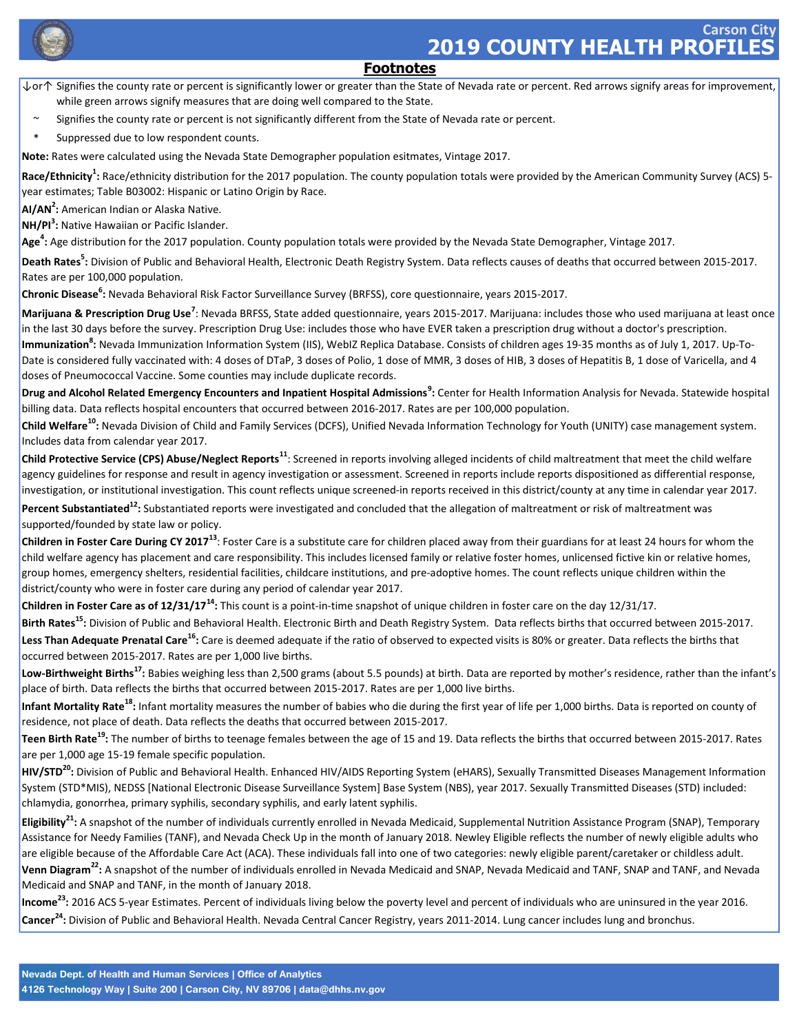# Carson City 2019 COUNTY HEALTH PROFILES

## Footnotes

↓or↑ Signifies the county rate or percent is significantly lower or greater than the State of Nevada rate or percent. Red arrows signify areas for improvement, while green arrows signify measures that are doing well compared to the State.

~ Signifies the county rate or percent is not significantly different from the State of Nevada rate or percent.

* Suppressed due to low respondent counts.

**Note:** Rates were calculated using the Nevada State Demographer population esitmates, Vintage 2017.

**Race/Ethnicity[1]:** Race/ethnicity distribution for the 2017 population. The county population totals were provided by the American Community Survey (ACS) 5-year estimates; Table B03002: Hispanic or Latino Origin by Race.

**AI/AN[2]:** American Indian or Alaska Native.

**NH/PI[3]:** Native Hawaiian or Pacific Islander.

**Age[4]:** Age distribution for the 2017 population. County population totals were provided by the Nevada State Demographer, Vintage 2017.

**Death Rates[5]:** Division of Public and Behavioral Health, Electronic Death Registry System. Data reflects causes of deaths that occurred between 2015-2017. Rates are per 100,000 population.

**Chronic Disease[6]:** Nevada Behavioral Risk Factor Surveillance Survey (BRFSS), core questionnaire, years 2015-2017.

**Marijuana & Prescription Drug Use[7]:** Nevada BRFSS, State added questionnaire, years 2015-2017. Marijuana: includes those who used marijuana at least once in the last 30 days before the survey. Prescription Drug Use: includes those who have EVER taken a prescription drug without a doctor's prescription.

**Immunization[8]:** Nevada Immunization Information System (IIS), WebIZ Replica Database. Consists of children ages 19-35 months as of July 1, 2017. Up-To-Date is considered fully vaccinated with: 4 doses of DTaP, 3 doses of Polio, 1 dose of MMR, 3 doses of HIB, 3 doses of Hepatitis B, 1 dose of Varicella, and 4 doses of Pneumococcal Vaccine. Some counties may include duplicate records.

**Drug and Alcohol Related Emergency Encounters and Inpatient Hospital Admissions[9]:** Center for Health Information Analysis for Nevada. Statewide hospital billing data. Data reflects hospital encounters that occurred between 2016-2017. Rates are per 100,000 population.

**Child Welfare[10]:** Nevada Division of Child and Family Services (DCFS), Unified Nevada Information Technology for Youth (UNITY) case management system. Includes data from calendar year 2017.

**Child Protective Service (CPS) Abuse/Neglect Reports[11]**: Screened in reports involving alleged incidents of child maltreatment that meet the child welfare agency guidelines for response and result in agency investigation or assessment. Screened in reports include reports dispositioned as differential response, investigation, or institutional investigation. This count reflects unique screened-in reports received in this district/county at any time in calendar year 2017.

**Percent Substantiated[12]:** Substantiated reports were investigated and concluded that the allegation of maltreatment or risk of maltreatment was supported/founded by state law or policy.

**Children in Foster Care During CY 2017[13]**: Foster Care is a substitute care for children placed away from their guardians for at least 24 hours for whom the child welfare agency has placement and care responsibility. This includes licensed family or relative foster homes, unlicensed fictive kin or relative homes, group homes, emergency shelters, residential facilities, childcare institutions, and pre-adoptive homes. The count reflects unique children within the district/county who were in foster care during any period of calendar year 2017.

**Children in Foster Care as of 12/31/17[14]:** This count is a point-in-time snapshot of unique children in foster care on the day 12/31/17.

**Birth Rates[15]:** Division of Public and Behavioral Health. Electronic Birth and Death Registry System. Data reflects births that occurred between 2015-2017.

**Less Than Adequate Prenatal Care[16]:** Care is deemed adequate if the ratio of observed to expected visits is 80% or greater. Data reflects the births that occurred between 2015-2017. Rates are per 1,000 live births.

**Low-Birthweight Births[17]:** Babies weighing less than 2,500 grams (about 5.5 pounds) at birth. Data are reported by mother's residence, rather than the infant's place of birth. Data reflects the births that occurred between 2015-2017. Rates are per 1,000 live births.

**Infant Mortality Rate[18]:** Infant mortality measures the number of babies who die during the first year of life per 1,000 births. Data is reported on county of residence, not place of death. Data reflects the deaths that occurred between 2015-2017.

**Teen Birth Rate[19]:** The number of births to teenage females between the age of 15 and 19. Data reflects the births that occurred between 2015-2017. Rates are per 1,000 age 15-19 female specific population.

**HIV/STD[20]:** Division of Public and Behavioral Health. Enhanced HIV/AIDS Reporting System (eHARS), Sexually Transmitted Diseases Management Information System (STD*MIS), NEDSS [National Electronic Disease Surveillance System] Base System (NBS), year 2017. Sexually Transmitted Diseases (STD) included: chlamydia, gonorrhea, primary syphilis, secondary syphilis, and early latent syphilis.

**Eligibility[21]:** A snapshot of the number of individuals currently enrolled in Nevada Medicaid, Supplemental Nutrition Assistance Program (SNAP), Temporary Assistance for Needy Families (TANF), and Nevada Check Up in the month of January 2018. Newley Eligible reflects the number of newly eligible adults who are eligible because of the Affordable Care Act (ACA). These individuals fall into one of two categories: newly eligible parent/caretaker or childless adult.

**Venn Diagram[22]:** A snapshot of the number of individuals enrolled in Nevada Medicaid and SNAP, Nevada Medicaid and TANF, SNAP and TANF, and Nevada Medicaid and SNAP and TANF, in the month of January 2018.

**Income[23]:** 2016 ACS 5-year Estimates. Percent of individuals living below the poverty level and percent of individuals who are uninsured in the year 2016.

**Cancer[24]:** Division of Public and Behavioral Health. Nevada Central Cancer Registry, years 2011-2014. Lung cancer includes lung and bronchus.

**Nevada Dept. of Health and Human Services | Office of Analytics**
**4126 Technology Way | Suite 200 | Carson City, NV 89706 | data@dhhs.nv.gov**